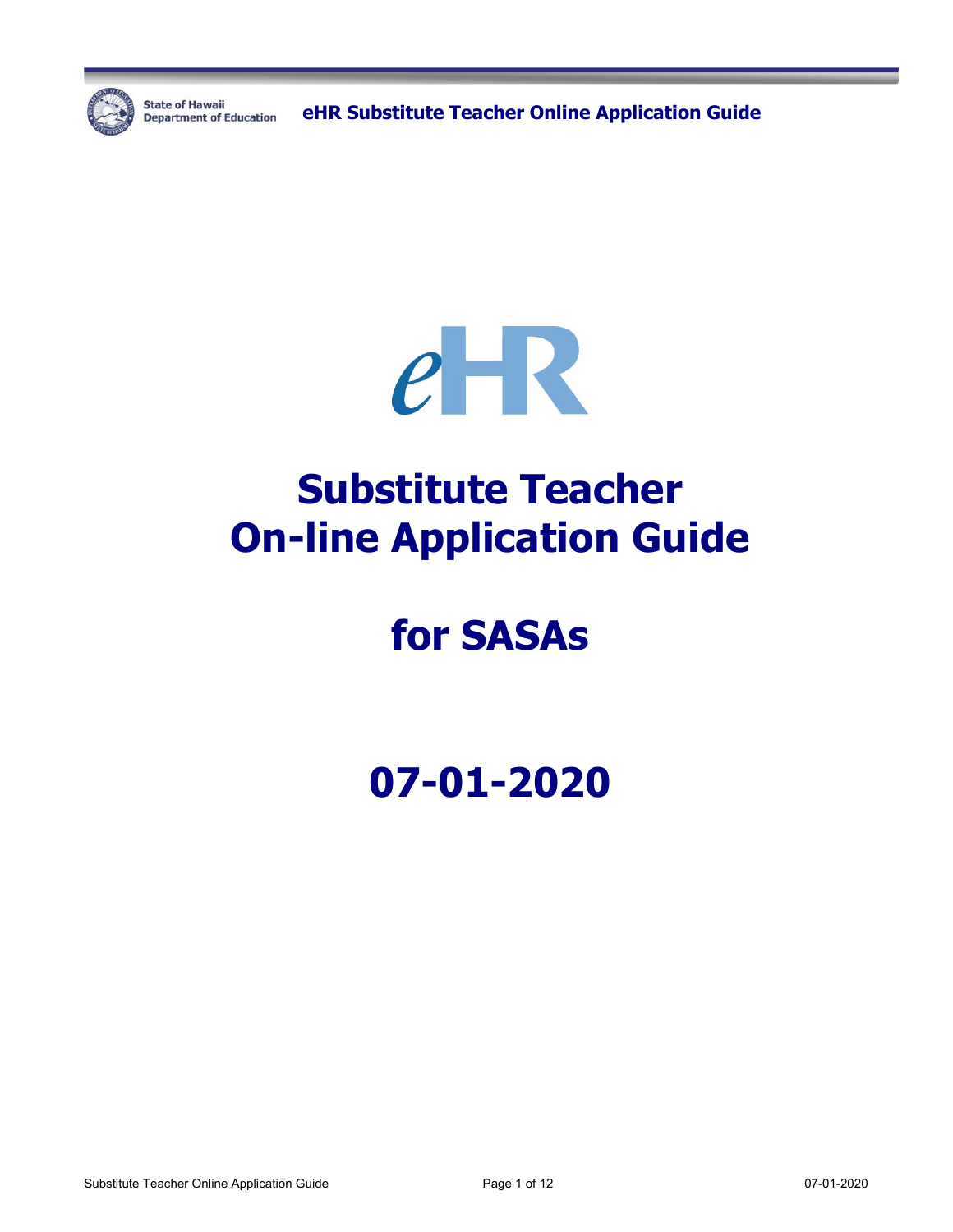eHR

# Substitute Teacher On-line Application Guide

# for SASAs

# 07-01-2020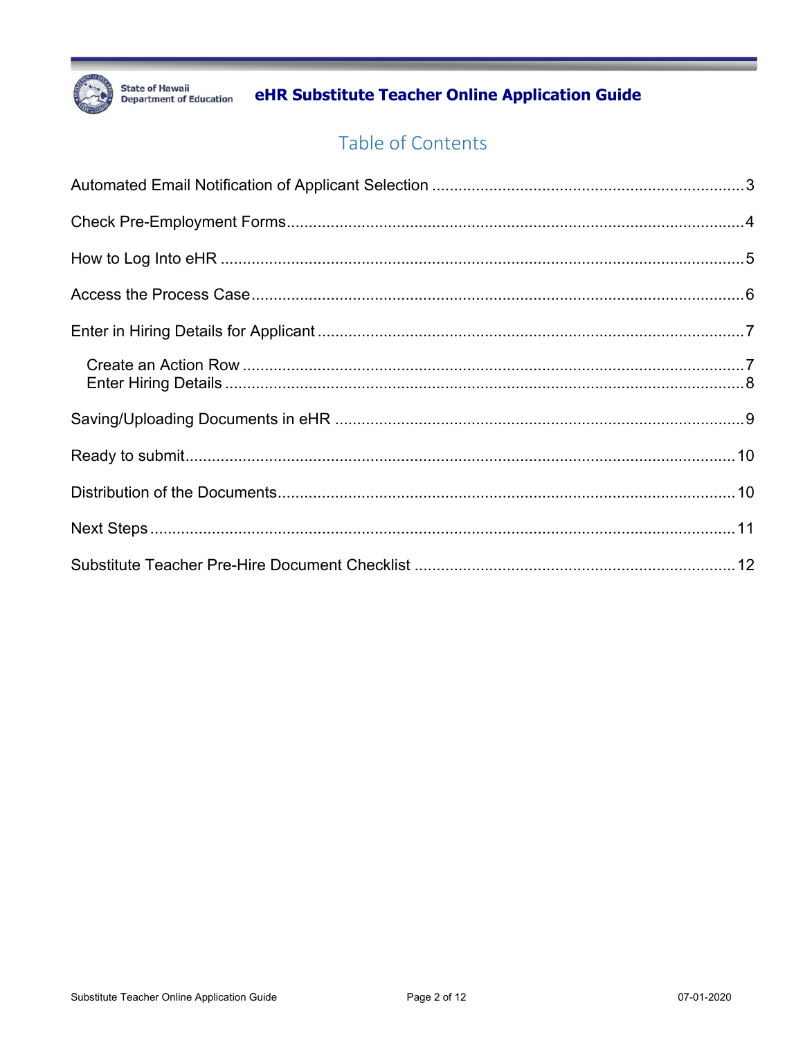# Table of Contents

Automated Email Notification of Applicant Selection ..... 3

Check Pre-Employment Forms ..... 4

How to Log Into eHR ..... 5

Access the Process Case ..... 6

Enter in Hiring Details for Applicant ..... 7

- Create an Action Row ..... 7
- Enter Hiring Details ..... 8

Saving/Uploading Documents in eHR ..... 9

Ready to submit ..... 10

Distribution of the Documents ..... 10

Next Steps ..... 11

Substitute Teacher Pre-Hire Document Checklist ..... 12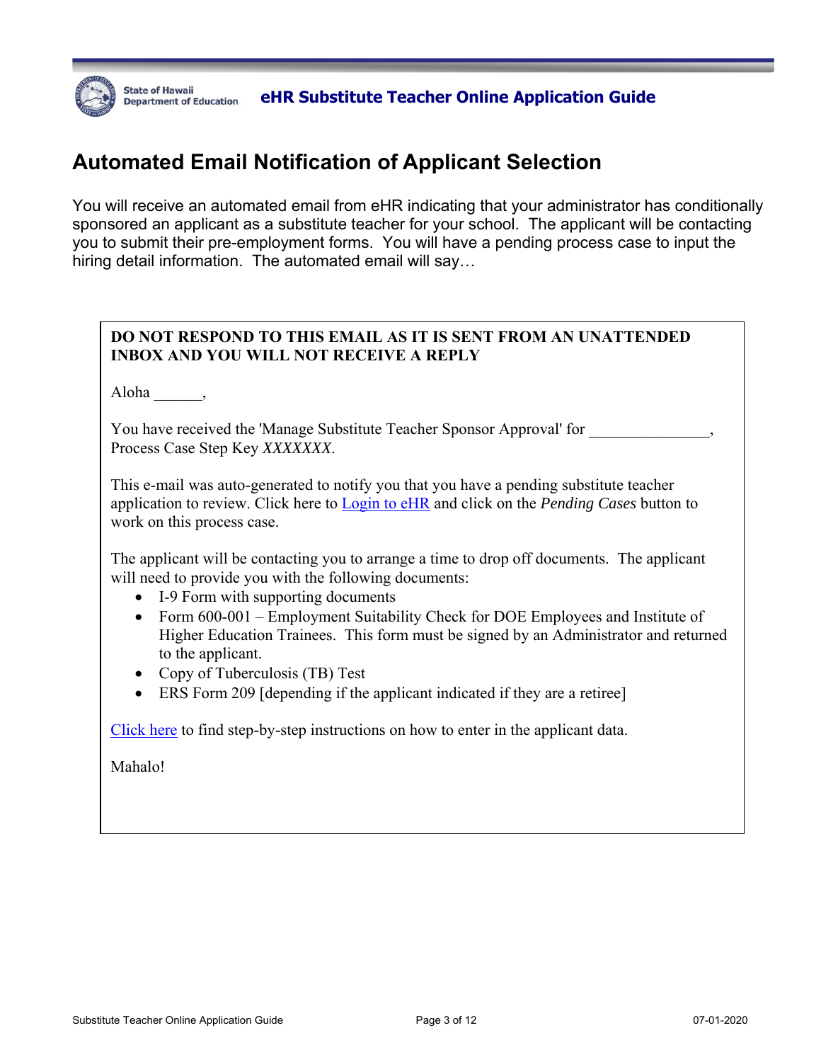## Automated Email Notification of Applicant Selection

You will receive an automated email from eHR indicating that your administrator has conditionally sponsored an applicant as a substitute teacher for your school. The applicant will be contacting you to submit their pre-employment forms. You will have a pending process case to input the hiring detail information. The automated email will say…

**DO NOT RESPOND TO THIS EMAIL AS IT IS SENT FROM AN UNATTENDED INBOX AND YOU WILL NOT RECEIVE A REPLY**

Aloha ______,

You have received the 'Manage Substitute Teacher Sponsor Approval' for _______________, Process Case Step Key *XXXXXXX*.

This e-mail was auto-generated to notify you that you have a pending substitute teacher application to review. Click here to Login to eHR and click on the *Pending Cases* button to work on this process case.

The applicant will be contacting you to arrange a time to drop off documents. The applicant will need to provide you with the following documents:

- I-9 Form with supporting documents
- Form 600-001 – Employment Suitability Check for DOE Employees and Institute of Higher Education Trainees. This form must be signed by an Administrator and returned to the applicant.
- Copy of Tuberculosis (TB) Test
- ERS Form 209 [depending if the applicant indicated if they are a retiree]

Click here to find step-by-step instructions on how to enter in the applicant data.

Mahalo!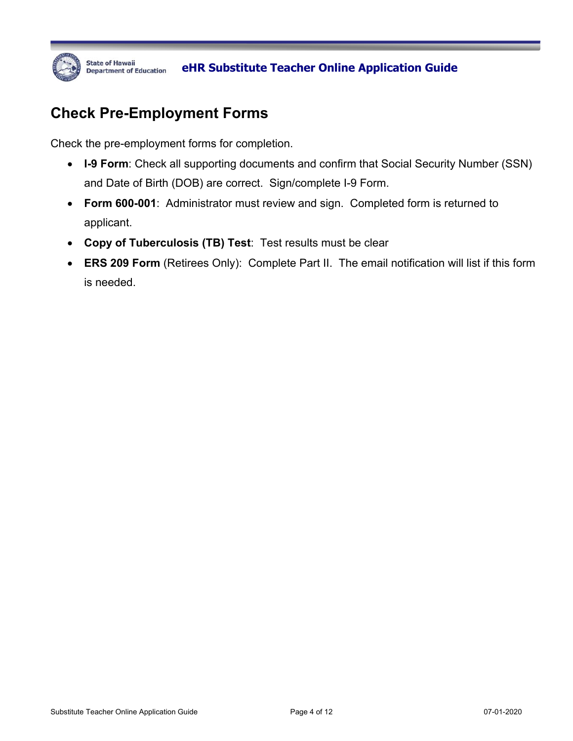## Check Pre-Employment Forms

Check the pre-employment forms for completion.

- **I-9 Form**: Check all supporting documents and confirm that Social Security Number (SSN) and Date of Birth (DOB) are correct. Sign/complete I-9 Form.
- **Form 600-001**: Administrator must review and sign. Completed form is returned to applicant.
- **Copy of Tuberculosis (TB) Test**: Test results must be clear
- **ERS 209 Form** (Retirees Only): Complete Part II. The email notification will list if this form is needed.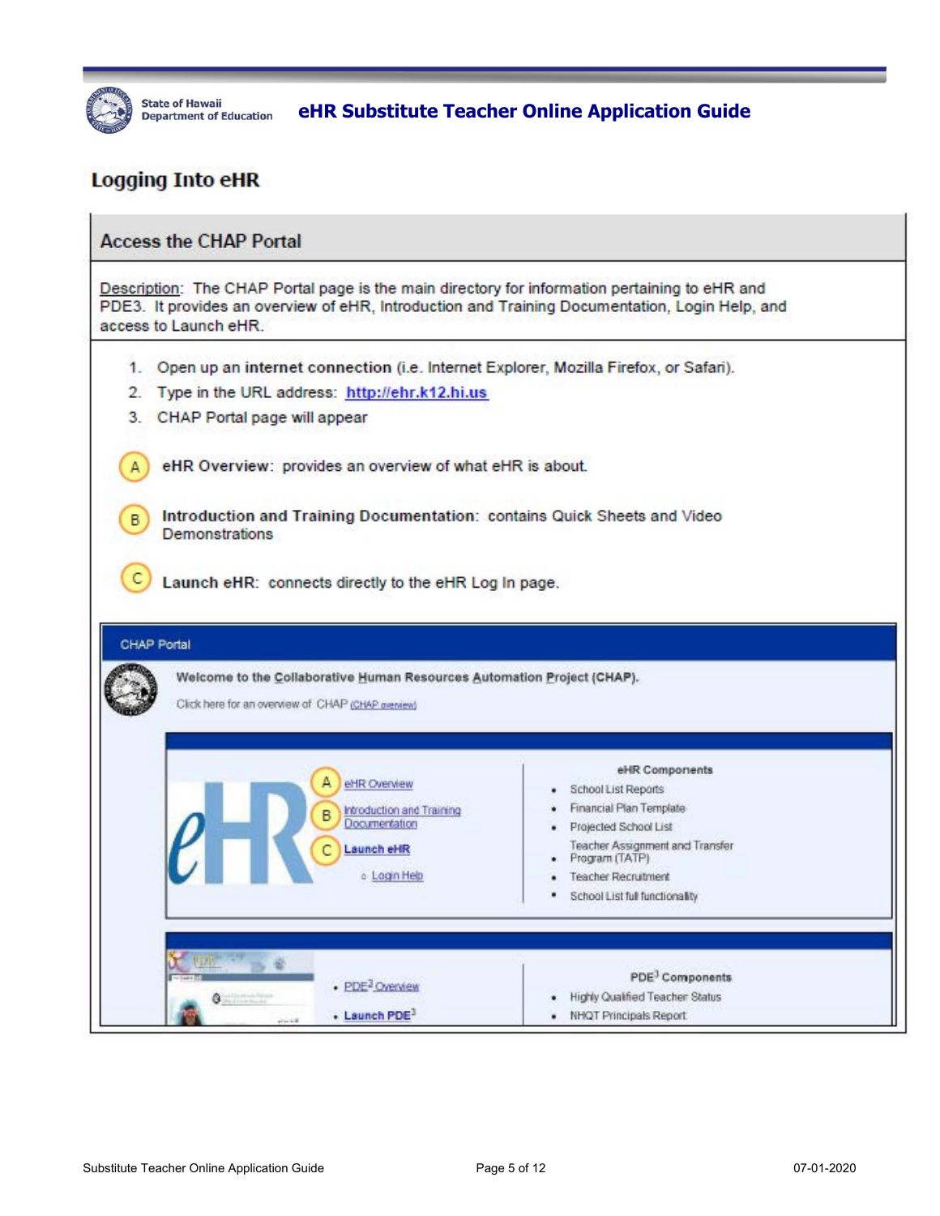## Logging Into eHR

### Access the CHAP Portal

Description: The CHAP Portal page is the main directory for information pertaining to eHR and PDE3. It provides an overview of eHR, Introduction and Training Documentation, Login Help, and access to Launch eHR.

1. Open up an **internet connection** (i.e. Internet Explorer, Mozilla Firefox, or Safari).
2. Type in the URL address: **http://ehr.k12.hi.us**
3. CHAP Portal page will appear

(A) **eHR Overview**: provides an overview of what eHR is about.

(B) **Introduction and Training Documentation**: contains Quick Sheets and Video Demonstrations

(C) **Launch eHR**: connects directly to the eHR Log In page.

**CHAP Portal**

**Welcome to the Collaborative Human Resources Automation Project (CHAP).**

Click here for an overview of CHAP (CHAP overview)

eHR

- (A) eHR Overview
- (B) Introduction and Training Documentation
- (C) **Launch eHR**
  - Login Help

**eHR Components**

- School List Reports
- Financial Plan Template
- Projected School List
- Teacher Assignment and Transfer Program (TATP)
- Teacher Recruitment
- School List full functionality

- PDE[3] Overview
- **Launch PDE[3]**

**PDE[3] Components**

- Highly Qualified Teacher Status
- NHQT Principals Report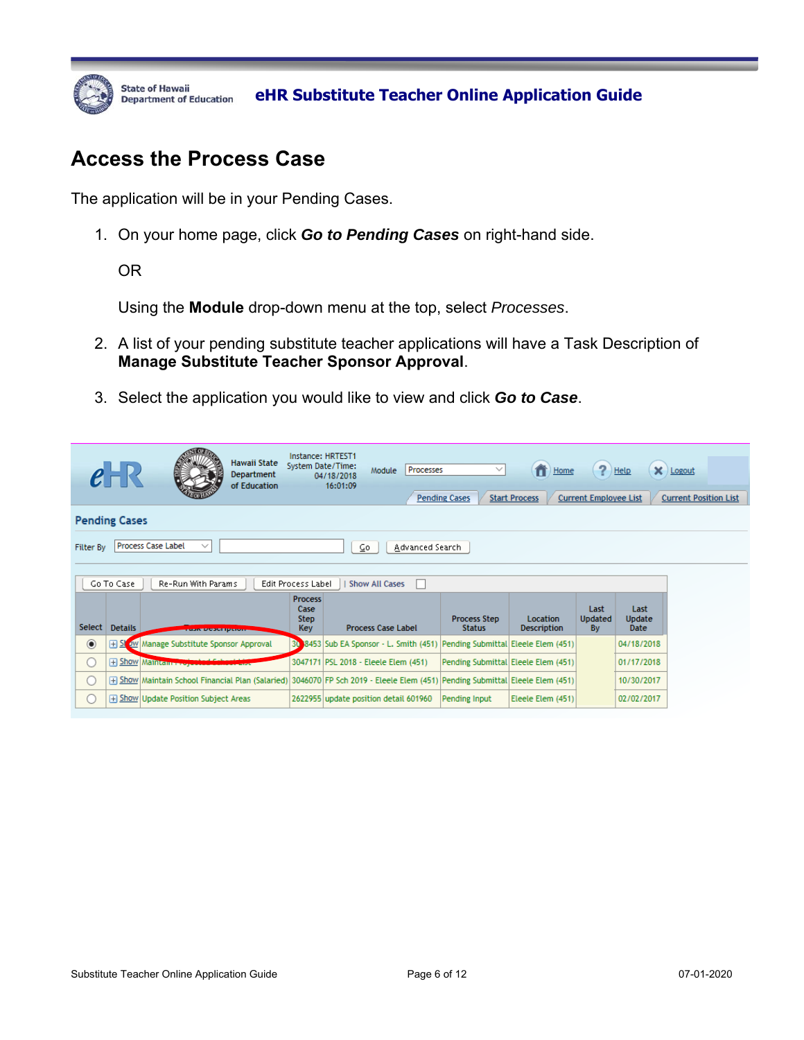## Access the Process Case

The application will be in your Pending Cases.

1. On your home page, click ***Go to Pending Cases*** on right-hand side.

   OR

   Using the **Module** drop-down menu at the top, select *Processes*.

2. A list of your pending substitute teacher applications will have a Task Description of **Manage Substitute Teacher Sponsor Approval**.

3. Select the application you would like to view and click ***Go to Case***.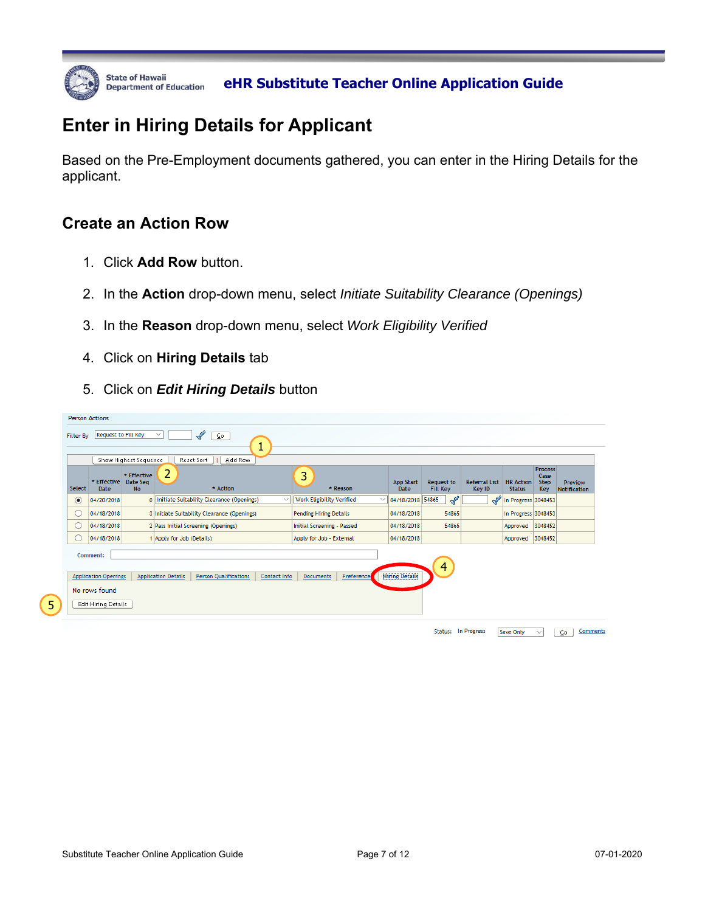# Enter in Hiring Details for Applicant

Based on the Pre-Employment documents gathered, you can enter in the Hiring Details for the applicant.

## Create an Action Row

1. Click **Add Row** button.
2. In the **Action** drop-down menu, select *Initiate Suitability Clearance (Openings)*
3. In the **Reason** drop-down menu, select *Work Eligibility Verified*
4. Click on **Hiring Details** tab
5. Click on ***Edit Hiring Details*** button

Person Actions

Filter By: Request to Fill Key | Go

Show Highest Sequence | Reset Sort | Add Row

| Select | * Effective Date | * Effective Date Seq No | * Action | * Reason | App Start Date | Request to Fill Key | Referral List Key ID | HR Action Status | Process Case Step Key | Preview Notification |
|---|---|---|---|---|---|---|---|---|---|---|
| ◉ | 04/20/2018 | 0 | Initiate Suitability Clearance (Openings) | Work Eligibility Verified | 04/18/2018 | 54865 | | In Progress | 3048453 | |
| ○ | 04/18/2018 | 3 | Initiate Suitability Clearance (Openings) | Pending Hiring Details | 04/18/2018 | 54865 | | In Progress | 3048453 | |
| ○ | 04/18/2018 | 2 | Pass Initial Screening (Openings) | Initial Screening - Passed | 04/18/2018 | 54865 | | Approved | 3048452 | |
| ○ | 04/18/2018 | 1 | Apply for Job (Details) | Apply for Job - External | 04/18/2018 | | | Approved | 3048452 | |

Comment:

Application Openings | Application Details | Person Qualifications | Contact Info | Documents | Preference | Hiring Details

No rows found

Edit Hiring Details

Status: In Progress | Save Only | Go | Comments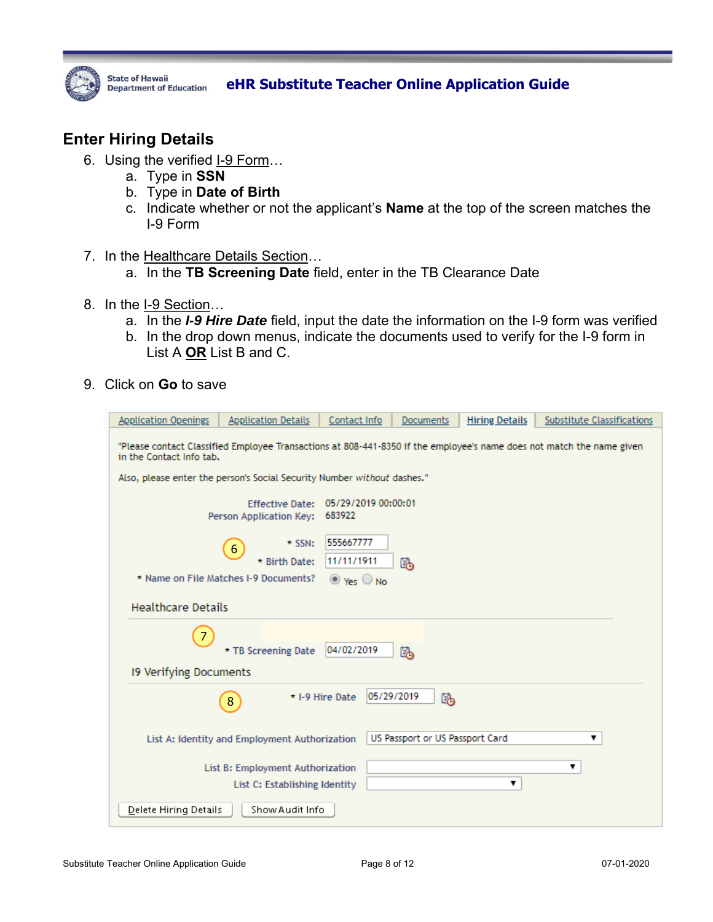## Enter Hiring Details

6. Using the verified I-9 Form…
   a. Type in **SSN**
   b. Type in **Date of Birth**
   c. Indicate whether or not the applicant's **Name** at the top of the screen matches the I-9 Form

7. In the Healthcare Details Section…
   a. In the **TB Screening Date** field, enter in the TB Clearance Date

8. In the I-9 Section…
   a. In the ***I-9 Hire Date*** field, input the date the information on the I-9 form was verified
   b. In the drop down menus, indicate the documents used to verify for the I-9 form in List A **OR** List B and C.

9. Click on **Go** to save

Application Openings | Application Details | Contact Info | Documents | Hiring Details | Substitute Classifications

"Please contact Classified Employee Transactions at 808-441-8350 if the employee's name does not match the name given in the Contact Info tab.

Also, please enter the person's Social Security Number *without* dashes."

Effective Date: 05/29/2019 00:00:01
Person Application Key: 683922

6

* SSN: 555667777
* Birth Date: 11/11/1911
* Name on File Matches I-9 Documents? Yes No

Healthcare Details

7

* TB Screening Date 04/02/2019

I9 Verifying Documents

8

* I-9 Hire Date 05/29/2019

List A: Identity and Employment Authorization: US Passport or US Passport Card

List B: Employment Authorization

List C: Establishing Identity

Delete Hiring Details | Show Audit Info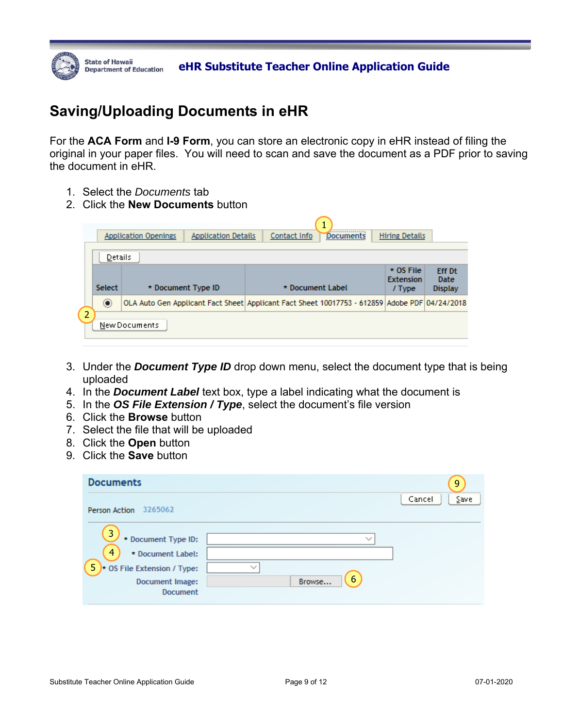# Saving/Uploading Documents in eHR

For the **ACA Form** and **I-9 Form**, you can store an electronic copy in eHR instead of filing the original in your paper files. You will need to scan and save the document as a PDF prior to saving the document in eHR.

1. Select the *Documents* tab
2. Click the **New Documents** button

| Select | * Document Type ID | * Document Label | * OS File Extension / Type | Eff Dt Date Display |
|---|---|---|---|---|
| ◉ | OLA Auto Gen Applicant Fact Sheet | Applicant Fact Sheet 10017753 - 612859 | Adobe PDF | 04/24/2018 |

3. Under the ***Document Type ID*** drop down menu, select the document type that is being uploaded
4. In the ***Document Label*** text box, type a label indicating what the document is
5. In the ***OS File Extension / Type***, select the document's file version
6. Click the **Browse** button
7. Select the file that will be uploaded
8. Click the **Open** button
9. Click the **Save** button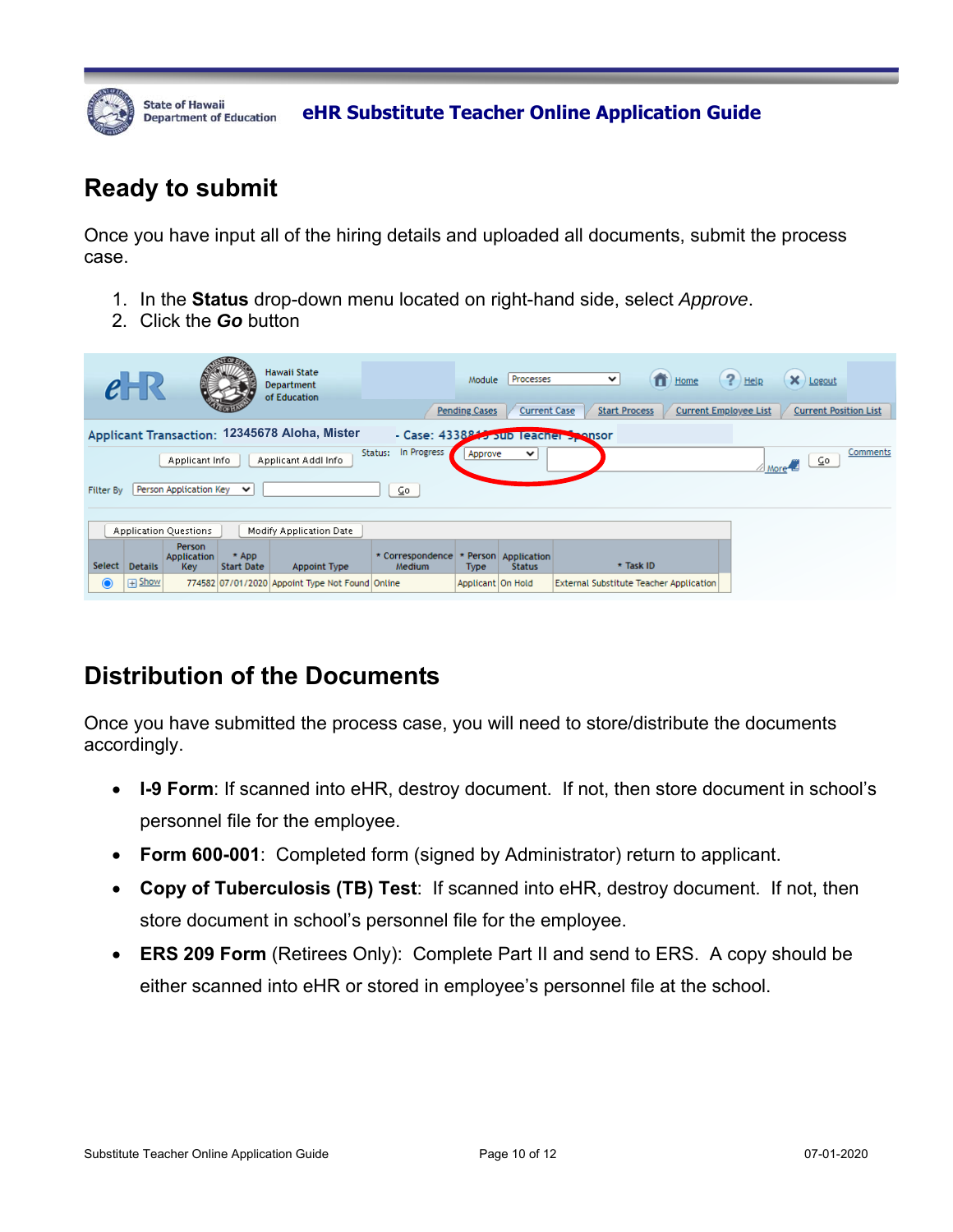## Ready to submit

Once you have input all of the hiring details and uploaded all documents, submit the process case.

1. In the **Status** drop-down menu located on right-hand side, select *Approve*.
2. Click the ***Go*** button

## Distribution of the Documents

Once you have submitted the process case, you will need to store/distribute the documents accordingly.

- **I-9 Form**: If scanned into eHR, destroy document. If not, then store document in school's personnel file for the employee.
- **Form 600-001**: Completed form (signed by Administrator) return to applicant.
- **Copy of Tuberculosis (TB) Test**: If scanned into eHR, destroy document. If not, then store document in school's personnel file for the employee.
- **ERS 209 Form** (Retirees Only): Complete Part II and send to ERS. A copy should be either scanned into eHR or stored in employee's personnel file at the school.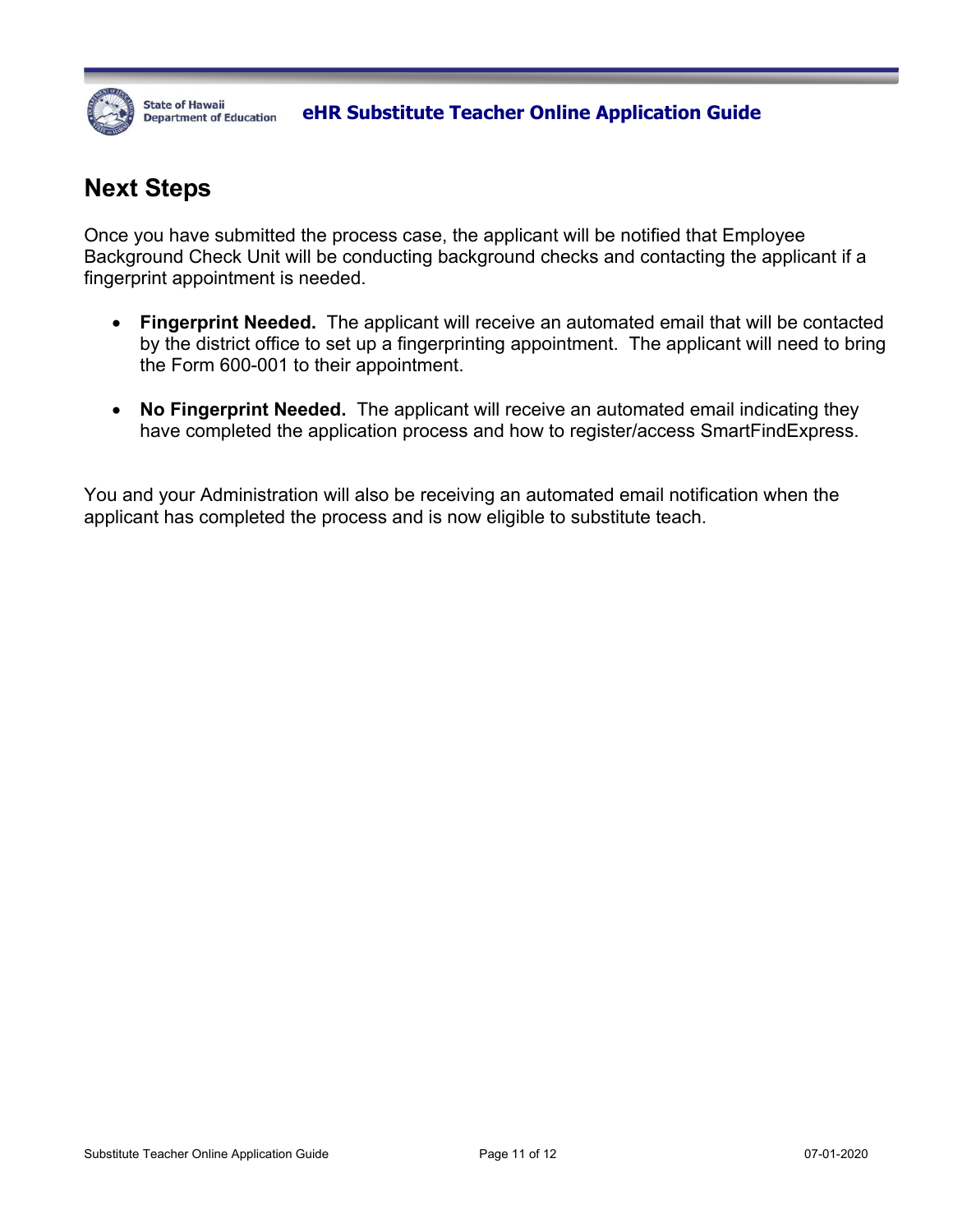## Next Steps

Once you have submitted the process case, the applicant will be notified that Employee Background Check Unit will be conducting background checks and contacting the applicant if a fingerprint appointment is needed.

- **Fingerprint Needed.** The applicant will receive an automated email that will be contacted by the district office to set up a fingerprinting appointment. The applicant will need to bring the Form 600-001 to their appointment.

- **No Fingerprint Needed.** The applicant will receive an automated email indicating they have completed the application process and how to register/access SmartFindExpress.

You and your Administration will also be receiving an automated email notification when the applicant has completed the process and is now eligible to substitute teach.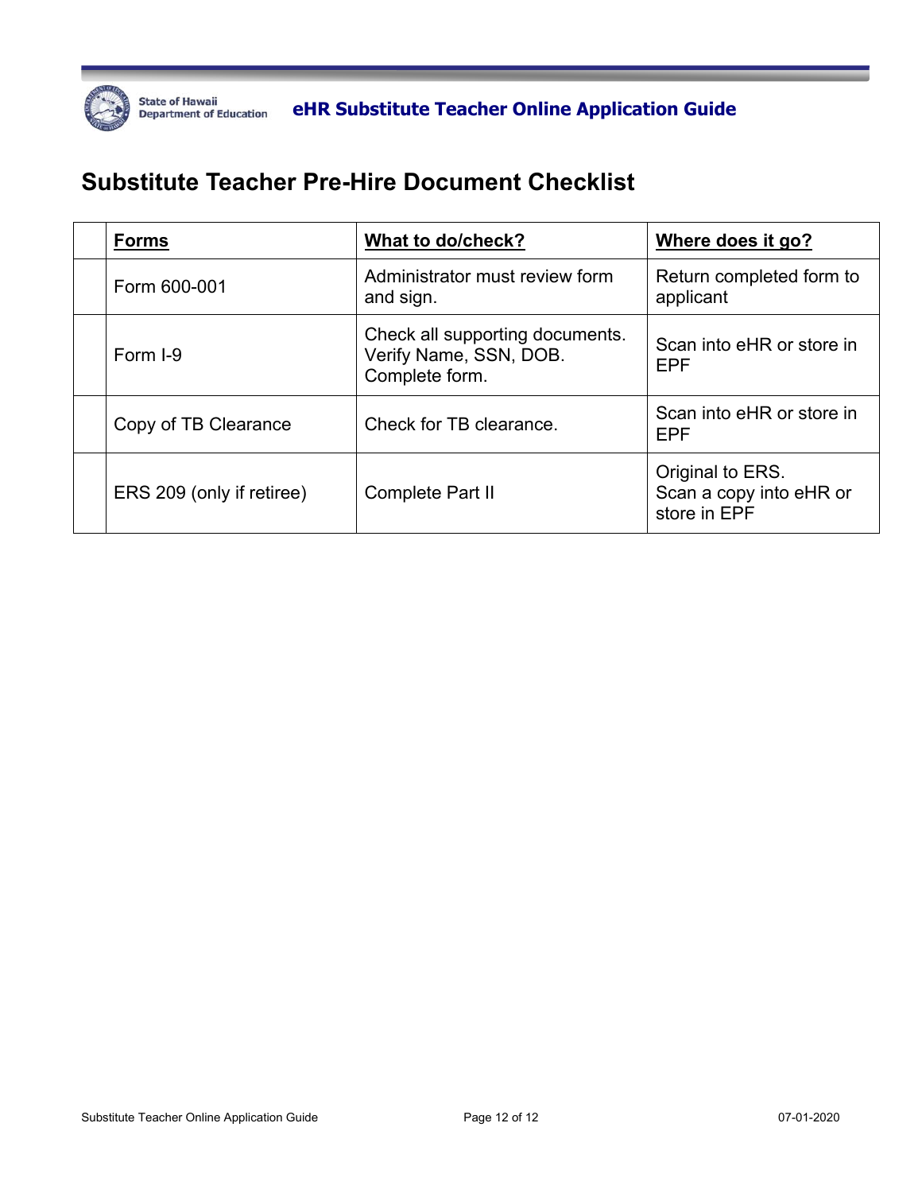## Substitute Teacher Pre-Hire Document Checklist

| | **Forms** | **What to do/check?** | **Where does it go?** |
|---|---|---|---|
| | Form 600-001 | Administrator must review form and sign. | Return completed form to applicant |
| | Form I-9 | Check all supporting documents. Verify Name, SSN, DOB. Complete form. | Scan into eHR or store in EPF |
| | Copy of TB Clearance | Check for TB clearance. | Scan into eHR or store in EPF |
| | ERS 209 (only if retiree) | Complete Part II | Original to ERS. Scan a copy into eHR or store in EPF |